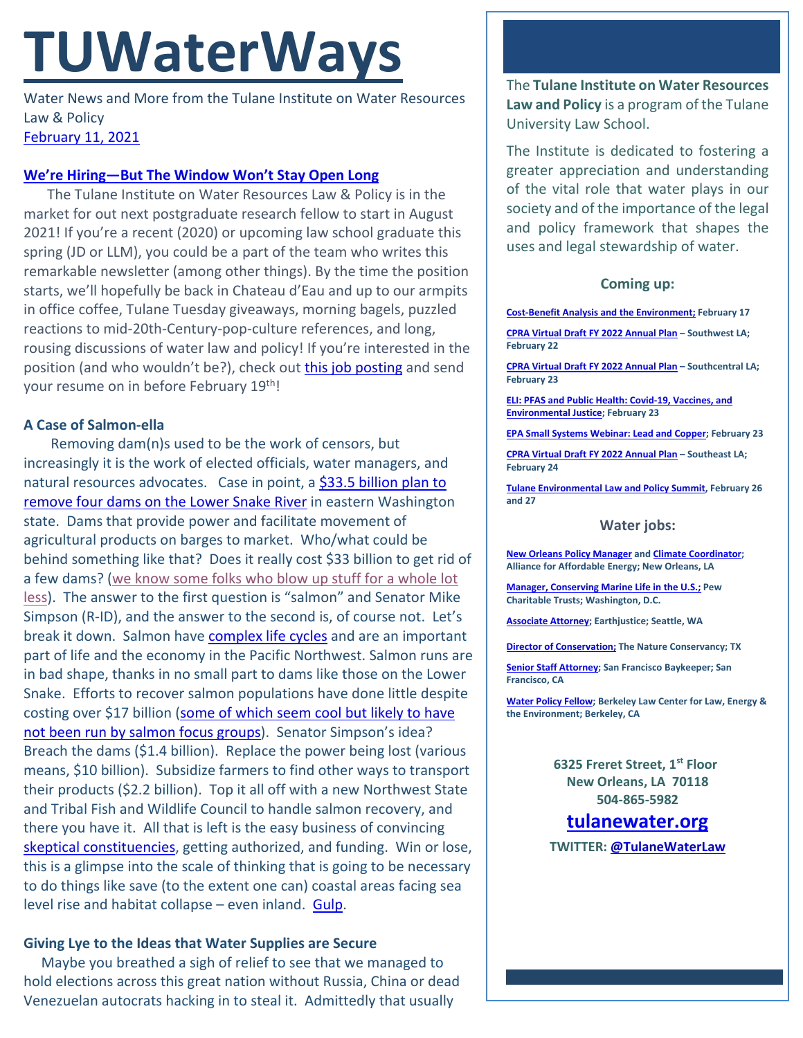# TUWaterWays

Water News and More from the Tulane Institute on Water Resources Law & Policy
February 11, 2021

### We're Hiring—But The Window Won't Stay Open Long

The Tulane Institute on Water Resources Law & Policy is in the market for out next postgraduate research fellow to start in August 2021! If you're a recent (2020) or upcoming law school graduate this spring (JD or LLM), you could be a part of the team who writes this remarkable newsletter (among other things). By the time the position starts, we'll hopefully be back in Chateau d'Eau and up to our armpits in office coffee, Tulane Tuesday giveaways, morning bagels, puzzled reactions to mid-20th-Century-pop-culture references, and long, rousing discussions of water law and policy! If you're interested in the position (and who wouldn't be?), check out this job posting and send your resume on in before February 19th!

### A Case of Salmon-ella

Removing dam(n)s used to be the work of censors, but increasingly it is the work of elected officials, water managers, and natural resources advocates. Case in point, a $33.5 billion plan to remove four dams on the Lower Snake River in eastern Washington state. Dams that provide power and facilitate movement of agricultural products on barges to market. Who/what could be behind something like that? Does it really cost $33 billion to get rid of a few dams? (we know some folks who blow up stuff for a whole lot less). The answer to the first question is "salmon" and Senator Mike Simpson (R-ID), and the answer to the second is, of course not. Let's break it down. Salmon have complex life cycles and are an important part of life and the economy in the Pacific Northwest. Salmon runs are in bad shape, thanks in no small part to dams like those on the Lower Snake. Efforts to recover salmon populations have done little despite costing over $17 billion (some of which seem cool but likely to have not been run by salmon focus groups). Senator Simpson's idea? Breach the dams ($1.4 billion). Replace the power being lost (various means, $10 billion). Subsidize farmers to find other ways to transport their products ($2.2 billion). Top it all off with a new Northwest State and Tribal Fish and Wildlife Council to handle salmon recovery, and there you have it. All that is left is the easy business of convincing skeptical constituencies, getting authorized, and funding. Win or lose, this is a glimpse into the scale of thinking that is going to be necessary to do things like save (to the extent one can) coastal areas facing sea level rise and habitat collapse – even inland. Gulp.

### Giving Lye to the Ideas that Water Supplies are Secure

Maybe you breathed a sigh of relief to see that we managed to hold elections across this great nation without Russia, China or dead Venezuelan autocrats hacking in to steal it. Admittedly that usually

The **Tulane Institute on Water Resources Law and Policy** is a program of the Tulane University Law School.

The Institute is dedicated to fostering a greater appreciation and understanding of the vital role that water plays in our society and of the importance of the legal and policy framework that shapes the uses and legal stewardship of water.

### Coming up:

**Cost-Benefit Analysis and the Environment; February 17**

**CPRA Virtual Draft FY 2022 Annual Plan – Southwest LA; February 22**

**CPRA Virtual Draft FY 2022 Annual Plan – Southcentral LA; February 23**

**ELI: PFAS and Public Health: Covid-19, Vaccines, and Environmental Justice; February 23**

**EPA Small Systems Webinar: Lead and Copper; February 23**

**CPRA Virtual Draft FY 2022 Annual Plan – Southeast LA; February 24**

**Tulane Environmental Law and Policy Summit, February 26 and 27**

### Water jobs:

**New Orleans Policy Manager and Climate Coordinator; Alliance for Affordable Energy; New Orleans, LA**

**Manager, Conserving Marine Life in the U.S.; Pew Charitable Trusts; Washington, D.C.**

**Associate Attorney; Earthjustice; Seattle, WA**

**Director of Conservation; The Nature Conservancy; TX**

**Senior Staff Attorney; San Francisco Baykeeper; San Francisco, CA**

**Water Policy Fellow; Berkeley Law Center for Law, Energy & the Environment; Berkeley, CA**

**6325 Freret Street, 1st Floor**
**New Orleans, LA 70118**
**504-865-5982**

**tulanewater.org**

**TWITTER: @TulaneWaterLaw**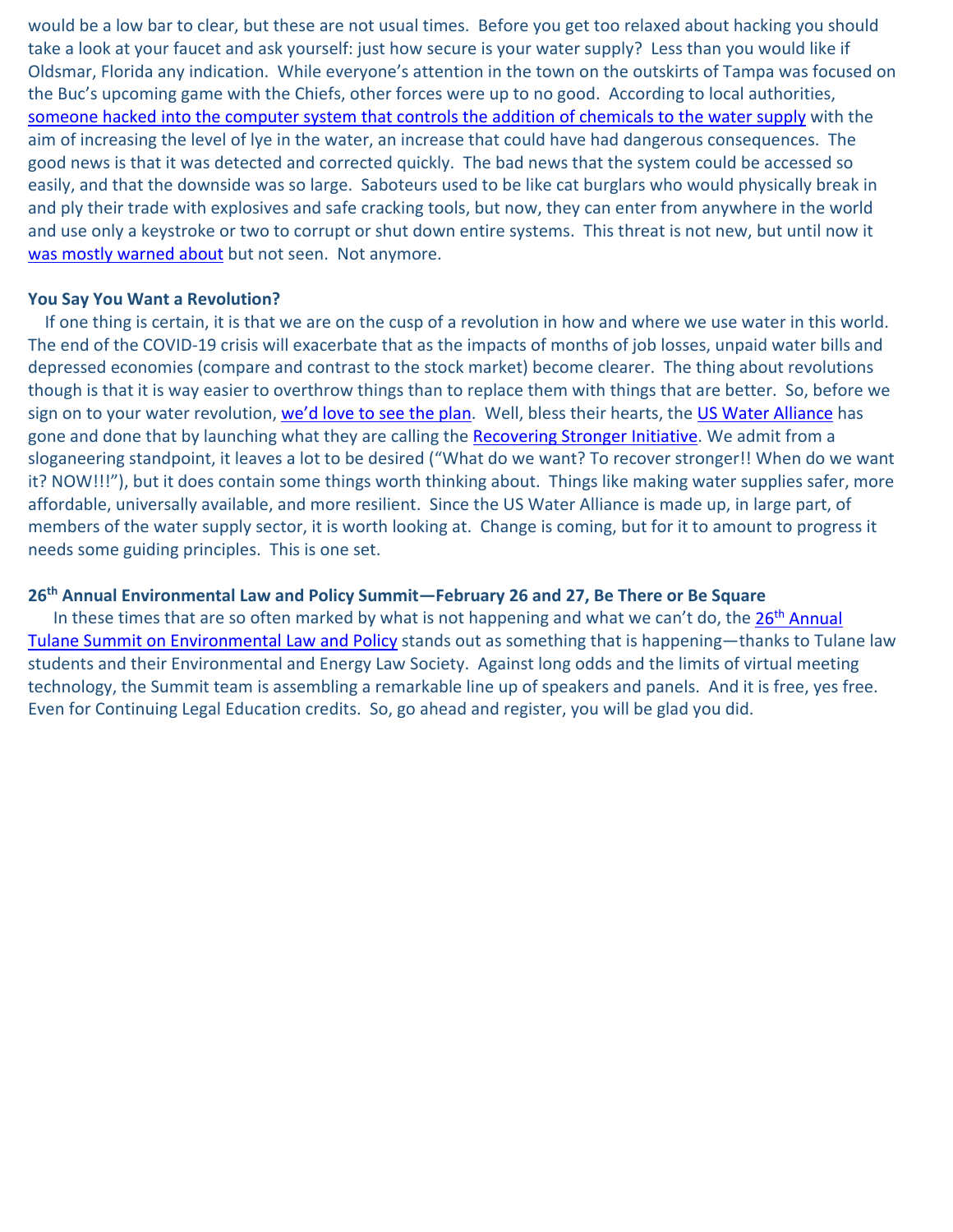would be a low bar to clear, but these are not usual times. Before you get too relaxed about hacking you should take a look at your faucet and ask yourself: just how secure is your water supply? Less than you would like if Oldsmar, Florida any indication. While everyone's attention in the town on the outskirts of Tampa was focused on the Buc's upcoming game with the Chiefs, other forces were up to no good. According to local authorities, someone hacked into the computer system that controls the addition of chemicals to the water supply with the aim of increasing the level of lye in the water, an increase that could have had dangerous consequences. The good news is that it was detected and corrected quickly. The bad news that the system could be accessed so easily, and that the downside was so large. Saboteurs used to be like cat burglars who would physically break in and ply their trade with explosives and safe cracking tools, but now, they can enter from anywhere in the world and use only a keystroke or two to corrupt or shut down entire systems. This threat is not new, but until now it was mostly warned about but not seen. Not anymore.

**You Say You Want a Revolution?**

If one thing is certain, it is that we are on the cusp of a revolution in how and where we use water in this world. The end of the COVID-19 crisis will exacerbate that as the impacts of months of job losses, unpaid water bills and depressed economies (compare and contrast to the stock market) become clearer. The thing about revolutions though is that it is way easier to overthrow things than to replace them with things that are better. So, before we sign on to your water revolution, we'd love to see the plan. Well, bless their hearts, the US Water Alliance has gone and done that by launching what they are calling the Recovering Stronger Initiative. We admit from a sloganeering standpoint, it leaves a lot to be desired ("What do we want? To recover stronger!! When do we want it? NOW!!!"), but it does contain some things worth thinking about. Things like making water supplies safer, more affordable, universally available, and more resilient. Since the US Water Alliance is made up, in large part, of members of the water supply sector, it is worth looking at. Change is coming, but for it to amount to progress it needs some guiding principles. This is one set.

**26th Annual Environmental Law and Policy Summit—February 26 and 27, Be There or Be Square**

In these times that are so often marked by what is not happening and what we can't do, the 26th Annual Tulane Summit on Environmental Law and Policy stands out as something that is happening—thanks to Tulane law students and their Environmental and Energy Law Society. Against long odds and the limits of virtual meeting technology, the Summit team is assembling a remarkable line up of speakers and panels. And it is free, yes free. Even for Continuing Legal Education credits. So, go ahead and register, you will be glad you did.